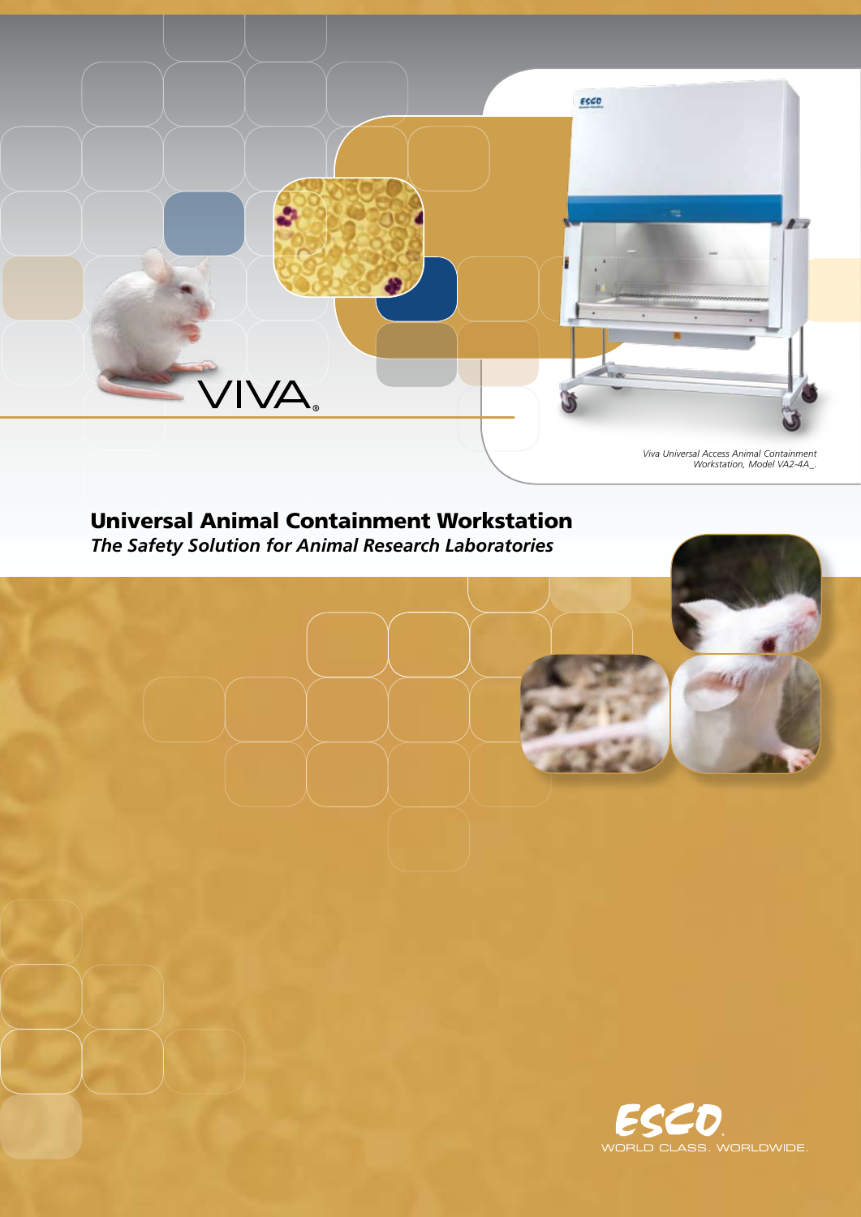VIVA®

*Viva Universal Access Animal Containment Workstation, Model VA2-4A_.*

## Universal Animal Containment Workstation

***The Safety Solution for Animal Research Laboratories***

ESCO

WORLD CLASS. WORLDWIDE.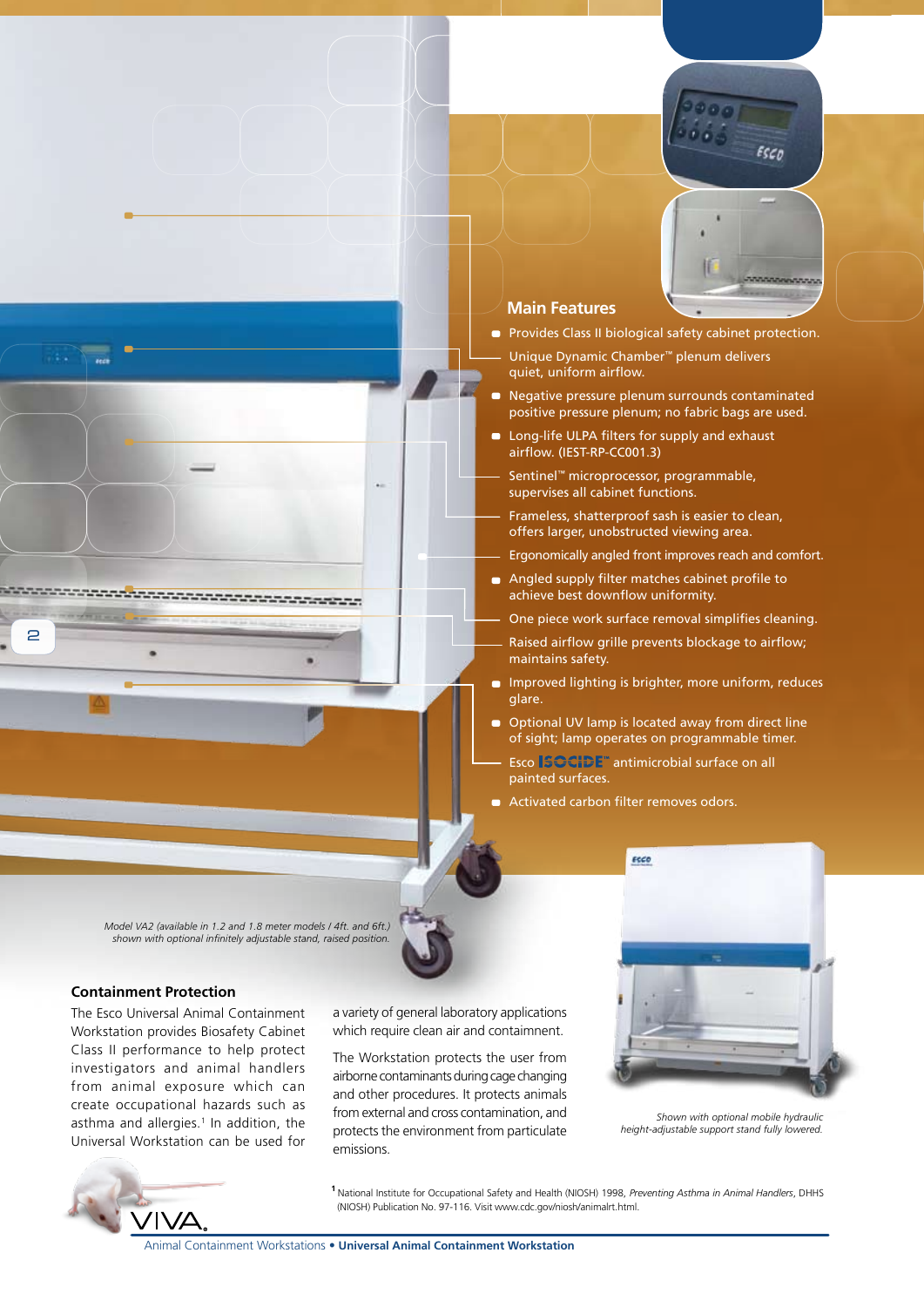## Main Features

- Provides Class II biological safety cabinet protection.
- Unique Dynamic Chamber™ plenum delivers quiet, uniform airflow.
- Negative pressure plenum surrounds contaminated positive pressure plenum; no fabric bags are used.
- Long-life ULPA filters for supply and exhaust airflow. (IEST-RP-CC001.3)
- Sentinel™ microprocessor, programmable, supervises all cabinet functions.
- Frameless, shatterproof sash is easier to clean, offers larger, unobstructed viewing area.
- Ergonomically angled front improves reach and comfort.
- Angled supply filter matches cabinet profile to achieve best downflow uniformity.
- One piece work surface removal simplifies cleaning.
- Raised airflow grille prevents blockage to airflow; maintains safety.
- Improved lighting is brighter, more uniform, reduces glare.
- Optional UV lamp is located away from direct line of sight; lamp operates on programmable timer.
- Esco ISOCIDE™ antimicrobial surface on all painted surfaces.
- Activated carbon filter removes odors.

*Model VA2 (available in 1.2 and 1.8 meter models / 4ft. and 6ft.) shown with optional infinitely adjustable stand, raised position.*

### Containment Protection

The Esco Universal Animal Containment Workstation provides Biosafety Cabinet Class II performance to help protect investigators and animal handlers from animal exposure which can create occupational hazards such as asthma and allergies.[1] In addition, the Universal Workstation can be used for a variety of general laboratory applications which require clean air and containment.

The Workstation protects the user from airborne contaminants during cage changing and other procedures. It protects animals from external and cross contamination, and protects the environment from particulate emissions.

*Shown with optional mobile hydraulic height-adjustable support stand fully lowered.*

[1] National Institute for Occupational Safety and Health (NIOSH) 1998, *Preventing Asthma in Animal Handlers*, DHHS (NIOSH) Publication No. 97-116. Visit www.cdc.gov/niosh/animalrt.html.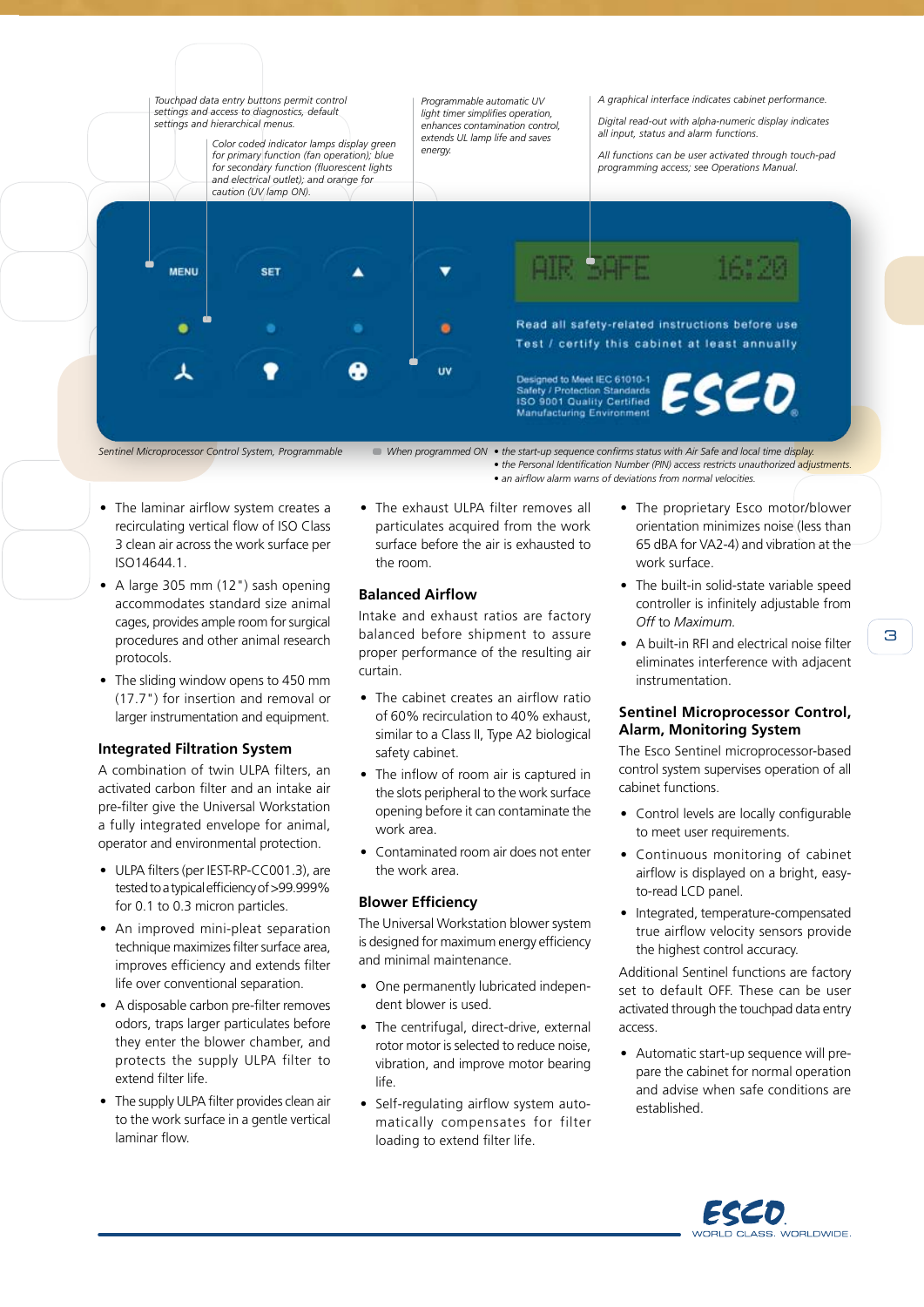Touchpad data entry buttons permit control settings and access to diagnostics, default settings and hierarchical menus.

Color coded indicator lamps display green for primary function (fan operation); blue for secondary function (fluorescent lights and electrical outlet); and orange for caution (UV lamp ON).

Programmable automatic UV light timer simplifies operation, enhances contamination control, extends UL lamp life and saves energy.

A graphical interface indicates cabinet performance.

Digital read-out with alpha-numeric display indicates all input, status and alarm functions.

All functions can be user activated through touch-pad programming access; see Operations Manual.

MENU SET ▲ ▼ UV

AIR SAFE 16:20

Read all safety-related instructions before use

Test / certify this cabinet at least annually

Designed to Meet IEC 61010-1 Safety / Protection Standards ISO 9001 Quality Certified Manufacturing Environment

ESCO

*Sentinel Microprocessor Control System, Programmable*

*When programmed ON*
- *the start-up sequence confirms status with Air Safe and local time display.*
- *the Personal Identification Number (PIN) access restricts unauthorized adjustments.*
- *an airflow alarm warns of deviations from normal velocities.*

- The laminar airflow system creates a recirculating vertical flow of ISO Class 3 clean air across the work surface per ISO14644.1.
- A large 305 mm (12") sash opening accommodates standard size animal cages, provides ample room for surgical procedures and other animal research protocols.
- The sliding window opens to 450 mm (17.7") for insertion and removal or larger instrumentation and equipment.

## Integrated Filtration System

A combination of twin ULPA filters, an activated carbon filter and an intake air pre-filter give the Universal Workstation a fully integrated envelope for animal, operator and environmental protection.

- ULPA filters (per IEST-RP-CC001.3), are tested to a typical efficiency of >99.999% for 0.1 to 0.3 micron particles.
- An improved mini-pleat separation technique maximizes filter surface area, improves efficiency and extends filter life over conventional separation.
- A disposable carbon pre-filter removes odors, traps larger particulates before they enter the blower chamber, and protects the supply ULPA filter to extend filter life.
- The supply ULPA filter provides clean air to the work surface in a gentle vertical laminar flow.
- The exhaust ULPA filter removes all particulates acquired from the work surface before the air is exhausted to the room.

## Balanced Airflow

Intake and exhaust ratios are factory balanced before shipment to assure proper performance of the resulting air curtain.

- The cabinet creates an airflow ratio of 60% recirculation to 40% exhaust, similar to a Class II, Type A2 biological safety cabinet.
- The inflow of room air is captured in the slots peripheral to the work surface opening before it can contaminate the work area.
- Contaminated room air does not enter the work area.

## Blower Efficiency

The Universal Workstation blower system is designed for maximum energy efficiency and minimal maintenance.

- One permanently lubricated independent blower is used.
- The centrifugal, direct-drive, external rotor motor is selected to reduce noise, vibration, and improve motor bearing life.
- Self-regulating airflow system automatically compensates for filter loading to extend filter life.
- The proprietary Esco motor/blower orientation minimizes noise (less than 65 dBA for VA2-4) and vibration at the work surface.
- The built-in solid-state variable speed controller is infinitely adjustable from *Off* to *Maximum*.
- A built-in RFI and electrical noise filter eliminates interference with adjacent instrumentation.

## Sentinel Microprocessor Control, Alarm, Monitoring System

The Esco Sentinel microprocessor-based control system supervises operation of all cabinet functions.

- Control levels are locally configurable to meet user requirements.
- Continuous monitoring of cabinet airflow is displayed on a bright, easy-to-read LCD panel.
- Integrated, temperature-compensated true airflow velocity sensors provide the highest control accuracy.

Additional Sentinel functions are factory set to default OFF. These can be user activated through the touchpad data entry access.

- Automatic start-up sequence will prepare the cabinet for normal operation and advise when safe conditions are established.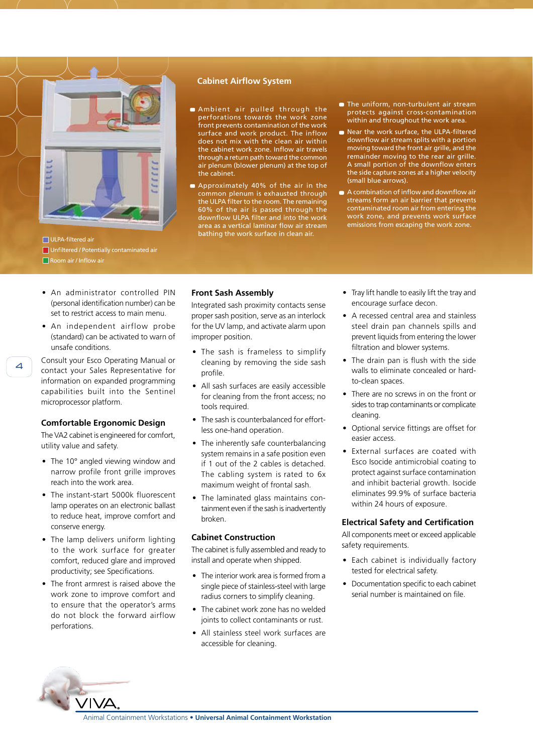## Cabinet Airflow System

- Ambient air pulled through the perforations towards the work zone front prevents contamination of the work surface and work product. The inflow does not mix with the clean air within the cabinet work zone. Inflow air travels through a return path toward the common air plenum (blower plenum) at the top of the cabinet.
- Approximately 40% of the air in the common plenum is exhausted through the ULPA filter to the room. The remaining 60% of the air is passed through the downflow ULPA filter and into the work area as a vertical laminar flow air stream bathing the work surface in clean air.
- The uniform, non-turbulent air stream protects against cross-contamination within and throughout the work area.
- Near the work surface, the ULPA-filtered downflow air stream splits with a portion moving toward the front air grille, and the remainder moving to the rear air grille. A small portion of the downflow enters the side capture zones at a higher velocity (small blue arrows).
- A combination of inflow and downflow air streams form an air barrier that prevents contaminated room air from entering the work zone, and prevents work surface emissions from escaping the work zone.

ULPA-filtered air
Unfiltered / Potentially contaminated air
Room air / Inflow air

- An administrator controlled PIN (personal identification number) can be set to restrict access to main menu.
- An independent airflow probe (standard) can be activated to warn of unsafe conditions.

Consult your Esco Operating Manual or contact your Sales Representative for information on expanded programming capabilities built into the Sentinel microprocessor platform.

### Comfortable Ergonomic Design

The VA2 cabinet is engineered for comfort, utility value and safety.

- The 10° angled viewing window and narrow profile front grille improves reach into the work area.
- The instant-start 5000k fluorescent lamp operates on an electronic ballast to reduce heat, improve comfort and conserve energy.
- The lamp delivers uniform lighting to the work surface for greater comfort, reduced glare and improved productivity; see Specifications.
- The front armrest is raised above the work zone to improve comfort and to ensure that the operator's arms do not block the forward airflow perforations.

### Front Sash Assembly

Integrated sash proximity contacts sense proper sash position, serve as an interlock for the UV lamp, and activate alarm upon improper position.

- The sash is frameless to simplify cleaning by removing the side sash profile.
- All sash surfaces are easily accessible for cleaning from the front access; no tools required.
- The sash is counterbalanced for effortless one-hand operation.
- The inherently safe counterbalancing system remains in a safe position even if 1 out of the 2 cables is detached. The cabling system is rated to 6x maximum weight of frontal sash.
- The laminated glass maintains containment even if the sash is inadvertently broken.

### Cabinet Construction

The cabinet is fully assembled and ready to install and operate when shipped.

- The interior work area is formed from a single piece of stainless-steel with large radius corners to simplify cleaning.
- The cabinet work zone has no welded joints to collect contaminants or rust.
- All stainless steel work surfaces are accessible for cleaning.
- Tray lift handle to easily lift the tray and encourage surface decon.
- A recessed central area and stainless steel drain pan channels spills and prevent liquids from entering the lower filtration and blower systems.
- The drain pan is flush with the side walls to eliminate concealed or hard-to-clean spaces.
- There are no screws in on the front or sides to trap contaminants or complicate cleaning.
- Optional service fittings are offset for easier access.
- External surfaces are coated with Esco Isocide antimicrobial coating to protect against surface contamination and inhibit bacterial growth. Isocide eliminates 99.9% of surface bacteria within 24 hours of exposure.

### Electrical Safety and Certification

All components meet or exceed applicable safety requirements.

- Each cabinet is individually factory tested for electrical safety.
- Documentation specific to each cabinet serial number is maintained on file.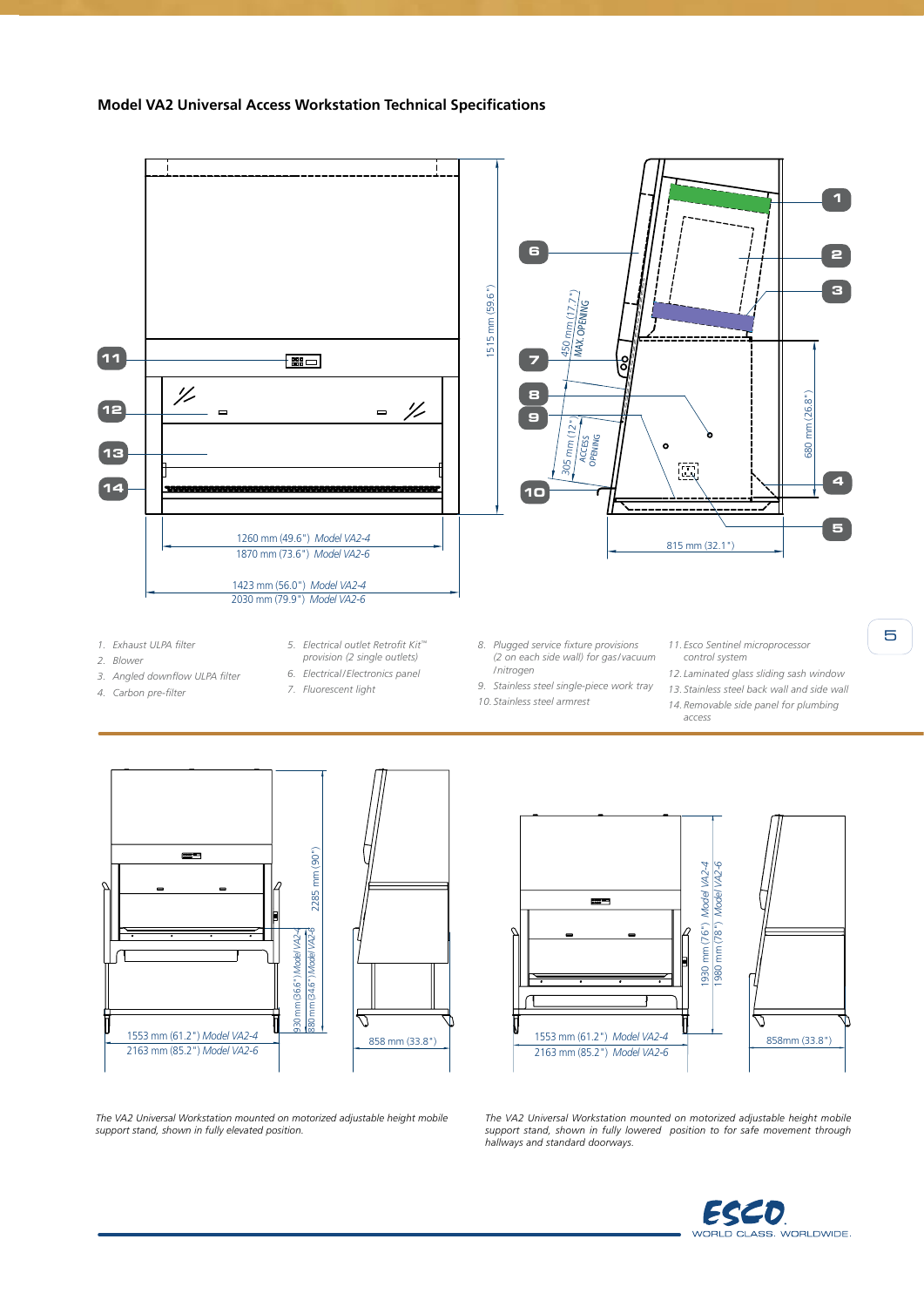## Model VA2 Universal Access Workstation Technical Specifications

1. Exhaust ULPA filter
2. Blower
3. Angled downflow ULPA filter
4. Carbon pre-filter
5. Electrical outlet Retrofit Kit™ provision (2 single outlets)
6. Electrical/Electronics panel
7. Fluorescent light
8. Plugged service fixture provisions (2 on each side wall) for gas/vacuum /nitrogen
9. Stainless steel single-piece work tray
10. Stainless steel armrest
11. Esco Sentinel microprocessor control system
12. Laminated glass sliding sash window
13. Stainless steel back wall and side wall
14. Removable side panel for plumbing access

*The VA2 Universal Workstation mounted on motorized adjustable height mobile support stand, shown in fully elevated position.*

*The VA2 Universal Workstation mounted on motorized adjustable height mobile support stand, shown in fully lowered position to for safe movement through hallways and standard doorways.*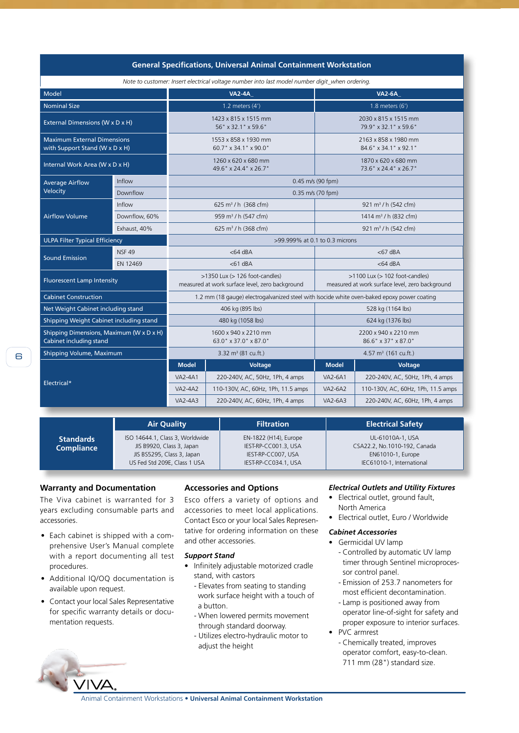## General Specifications, Universal Animal Containment Workstation

*Note to customer: Insert electrical voltage number into last model number digit_when ordering.*

| Model | | VA2-4A_ | | VA2-6A_ | |
|---|---|---|---|---|---|
| Nominal Size | | 1.2 meters (4') | | 1.8 meters (6') | |
| External Dimensions (W x D x H) | | 1423 x 815 x 1515 mm<br>56" x 32.1" x 59.6" | | 2030 x 815 x 1515 mm<br>79.9" x 32.1" x 59.6" | |
| Maximum External Dimensions with Support Stand (W x D x H) | | 1553 x 858 x 1930 mm<br>60.7" x 34.1" x 90.0" | | 2163 x 858 x 1980 mm<br>84.6" x 34.1" x 92.1" | |
| Internal Work Area (W x D x H) | | 1260 x 620 x 680 mm<br>49.6" x 24.4" x 26.7" | | 1870 x 620 x 680 mm<br>73.6" x 24.4" x 26.7" | |
| Average Airflow Velocity | Inflow | 0.45 m/s (90 fpm) | | | |
| | Downflow | 0.35 m/s (70 fpm) | | | |
| Airflow Volume | Inflow | 625 m³ / h (368 cfm) | | 921 m³ / h (542 cfm) | |
| | Downflow, 60% | 959 m³ / h (547 cfm) | | 1414 m³ / h (832 cfm) | |
| | Exhaust, 40% | 625 m³ / h (368 cfm) | | 921 m³ / h (542 cfm) | |
| ULPA Filter Typical Efficiency | | >99.999% at 0.1 to 0.3 microns | | | |
| Sound Emission | NSF 49 | <64 dBA | | <67 dBA | |
| | EN 12469 | <61 dBA | | <64 dBA | |
| Fluorescent Lamp Intensity | | >1350 Lux (> 126 foot-candles)<br>measured at work surface level, zero background | | >1100 Lux (> 102 foot-candles)<br>measured at work surface level, zero background | |
| Cabinet Construction | | 1.2 mm (18 gauge) electrogalvanized steel with Isocide white oven-baked epoxy power coating | | | |
| Net Weight Cabinet including stand | | 406 kg (895 lbs) | | 528 kg (1164 lbs) | |
| Shipping Weight Cabinet including stand | | 480 kg (1058 lbs) | | 624 kg (1376 lbs) | |
| Shipping Dimensions, Maximum (W x D x H) Cabinet including stand | | 1600 x 940 x 2210 mm<br>63.0" x 37.0" x 87.0" | | 2200 x 940 x 2210 mm<br>86.6" x 37" x 87.0" | |
| Shipping Volume, Maximum | | 3.32 m³ (81 cu.ft.) | | 4.57 m³ (161 cu.ft.) | |
| Electrical* | | **Model** | **Voltage** | **Model** | **Voltage** |
| | | VA2-4A1 | 220-240V, AC, 50Hz, 1Ph, 4 amps | VA2-6A1 | 220-240V, AC, 50Hz, 1Ph, 4 amps |
| | | VA2-4A2 | 110-130V, AC, 60Hz, 1Ph, 11.5 amps | VA2-6A2 | 110-130V, AC, 60Hz, 1Ph, 11.5 amps |
| | | VA2-4A3 | 220-240V, AC, 60Hz, 1Ph, 4 amps | VA2-6A3 | 220-240V, AC, 60Hz, 1Ph, 4 amps |

| Standards Compliance | Air Quality | Filtration | Electrical Safety |
|---|---|---|---|
| | ISO 14644.1, Class 3, Worldwide<br>JIS B9920, Class 3, Japan<br>JIS BS5295, Class 3, Japan<br>US Fed Std 209E, Class 1 USA | EN-1822 (H14), Europe<br>IEST-RP-CC001.3, USA<br>IEST-RP-CC007, USA<br>IEST-RP-CC034.1, USA | UL-61010A-1, USA<br>CSA22.2, No.1010-192, Canada<br>EN61010-1, Europe<br>IEC61010-1, International |

### Warranty and Documentation

The Viva cabinet is warranted for 3 years excluding consumable parts and accessories.

- Each cabinet is shipped with a comprehensive User's Manual complete with a report documenting all test procedures.
- Additional IQ/OQ documentation is available upon request.
- Contact your local Sales Representative for specific warranty details or documentation requests.

### Accessories and Options

Esco offers a variety of options and accessories to meet local applications. Contact Esco or your local Sales Representative for ordering information on these and other accessories.

#### *Support Stand*

- Infinitely adjustable motorized cradle stand, with castors
  - Elevates from seating to standing work surface height with a touch of a button.
  - When lowered permits movement through standard doorway.
  - Utilizes electro-hydraulic motor to adjust the height

#### *Electrical Outlets and Utility Fixtures*

- Electrical outlet, ground fault, North America
- Electrical outlet, Euro / Worldwide

#### *Cabinet Accessories*

- Germicidal UV lamp
  - Controlled by automatic UV lamp timer through Sentinel microprocessor control panel.
  - Emission of 253.7 nanometers for most efficient decontamination.
  - Lamp is positioned away from operator line-of-sight for safety and proper exposure to interior surfaces.
- PVC armrest
  - Chemically treated, improves operator comfort, easy-to-clean. 711 mm (28") standard size.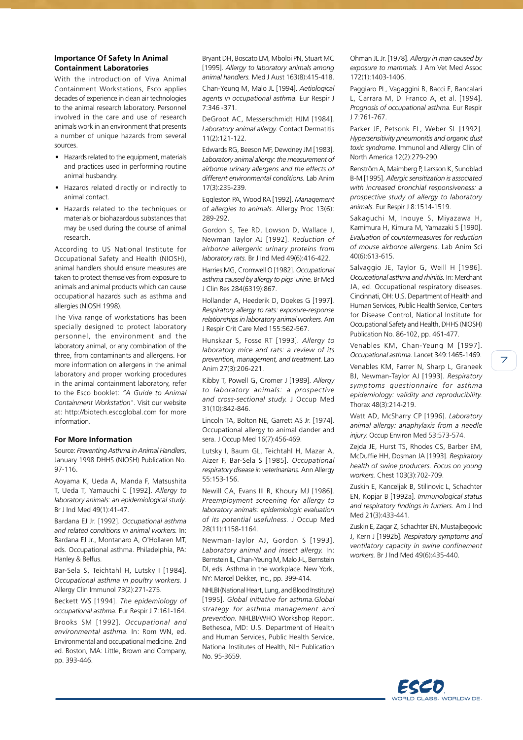## Importance Of Safety In Animal Containment Laboratories

With the introduction of Viva Animal Containment Workstations, Esco applies decades of experience in clean air technologies to the animal research laboratory. Personnel involved in the care and use of research animals work in an environment that presents a number of unique hazards from several sources.

- Hazards related to the equipment, materials and practices used in performing routine animal husbandry.
- Hazards related directly or indirectly to animal contact.
- Hazards related to the techniques or materials or biohazardous substances that may be used during the course of animal research.

According to US National Institute for Occupational Safety and Health (NIOSH), animal handlers should ensure measures are taken to protect themselves from exposure to animals and animal products which can cause occupational hazards such as asthma and allergies (NIOSH 1998).

The Viva range of workstations has been specially designed to protect laboratory personnel, the environment and the laboratory animal, or any combination of the three, from contaminants and allergens. For more information on allergens in the animal laboratory and proper working procedures in the animal containment laboratory, refer to the Esco booklet: "A Guide to Animal Containment Workstation". Visit our website at: http://biotech.escoglobal.com for more information.

## For More Information

Source: *Preventing Asthma in Animal Handlers*, January 1998 DHHS (NIOSH) Publication No. 97-116.

Aoyama K, Ueda A, Manda F, Matsushita T, Ueda T, Yamauchi C [1992]. *Allergy to laboratory animals: an epidemiological study*. Br J Ind Med 49(1):41-47.

Bardana EJ Jr. [1992]. *Occupational asthma and related conditions in animal workers.* In: Bardana EJ Jr., Montanaro A, O'Hollaren MT, eds. Occupational asthma. Philadelphia, PA: Hanley & Belfus.

Bar-Sela S, Teichtahl H, Lutsky I [1984]. *Occupational asthma in poultry workers.* J Allergy Clin Immunol 73(2):271-275.

Beckett WS [1994]. *The epidemiology of occupational asthma.* Eur Respir J 7:161-164.

Brooks SM [1992]. *Occupational and environmental asthma.* In: Rom WN, ed. Environmental and occupational medicine. 2nd ed. Boston, MA: Little, Brown and Company, pp. 393-446.

Bryant DH, Boscato LM, Mboloi PN, Stuart MC [1995]. *Allergy to laboratory animals among animal handlers.* Med J Aust 163(8):415-418.

Chan-Yeung M, Malo JL [1994]. *Aetiological agents in occupational asthma.* Eur Respir J 7:346 -371.

DeGroot AC, Messerschmidt HJM [1984]. *Laboratory animal allergy.* Contact Dermatitis 11(2):121-122.

Edwards RG, Beeson MF, Dewdney JM [1983]. *Laboratory animal allergy: the measurement of airborne urinary allergens and the effects of different environmental conditions.* Lab Anim 17(3):235-239.

Eggleston PA, Wood RA [1992]. *Management of allergies to animals.* Allergy Proc 13(6): 289-292.

Gordon S, Tee RD, Lowson D, Wallace J, Newman Taylor AJ [1992]. *Reduction of airborne allergenic urinary proteins from laboratory rats.* Br J Ind Med 49(6):416-422.

Harries MG, Cromwell O [1982]. *Occupational asthma caused by allergy to pigs' urine.* Br Med J Clin Res 284(6319):867.

Hollander A, Heederik D, Doekes G [1997]. *Respiratory allergy to rats: exposure-response relationships in laboratory animal workers.* Am J Respir Crit Care Med 155:562-567.

Hunskaar S, Fosse RT [1993]. *Allergy to laboratory mice and rats: a review of its prevention, management, and treatment.* Lab Anim 27(3):206-221.

Kibby T, Powell G, Cromer J [1989]. *Allergy to laboratory animals: a prospective and cross-sectional study.* J Occup Med 31(10):842-846.

Lincoln TA, Bolton NE, Garrett AS Jr. [1974]. Occupational allergy to animal dander and sera. J Occup Med 16(7):456-469.

Lutsky I, Baum GL, Teichtahl H, Mazar A, Aizer F, Bar-Sela S [1985]. *Occupational respiratory disease in veterinarians.* Ann Allergy 55:153-156.

Newill CA, Evans III R, Khoury MJ [1986]. *Preemployment screening for allergy to laboratory animals: epidemiologic evaluation of its potential usefulness.* J Occup Med 28(11):1158-1164.

Newman-Taylor AJ, Gordon S [1993]. *Laboratory animal and insect allergy.* In: Bernstein IL, Chan-Yeung M, Malo J-L, Bernstein DI, eds. Asthma in the workplace. New York, NY: Marcel Dekker, Inc., pp. 399-414.

NHLBI (National Heart, Lung, and Blood Institute) [1995]. *Global initiative for asthma. Global strategy for asthma management and prevention.* NHLBI/WHO Workshop Report. Bethesda, MD: U.S. Department of Health and Human Services, Public Health Service, National Institutes of Health, NIH Publication No. 95-3659.

Ohman JL Jr. [1978]. *Allergy in man caused by exposure to mammals.* J Am Vet Med Assoc 172(1):1403-1406.

Paggiaro PL, Vagaggini B, Bacci E, Bancalari L, Carrara M, Di Franco A, et al. [1994]. *Prognosis of occupational asthma.* Eur Respir J 7:761-767.

Parker JE, Petsonk EL, Weber SL [1992]. *Hypersensitivity pneumonitis and organic dust toxic syndrome.* Immunol and Allergy Clin of North America 12(2):279-290.

Renström A, Maimberg P, Larsson K, Sundblad B-M [1995]. *Allergic sensitization is associated with increased bronchial responsiveness: a prospective study of allergy to laboratory animals.* Eur Respir J 8:1514-1519.

Sakaguchi M, Inouye S, Miyazawa H, Kamimura H, Kimura M, Yamazaki S [1990]. *Evaluation of countermeasures for reduction of mouse airborne allergens.* Lab Anim Sci 40(6):613-615.

Salvaggio JE, Taylor G, Weill H [1986]. *Occupational asthma and rhinitis.* In: Merchant JA, ed. Occupational respiratory diseases. Cincinnati, OH: U.S. Department of Health and Human Services, Public Health Service, Centers for Disease Control, National Institute for Occupational Safety and Health, DHHS (NIOSH) Publication No. 86-102, pp. 461-477.

Venables KM, Chan-Yeung M [1997]. *Occupational asthma.* Lancet 349:1465-1469.

Venables KM, Farrer N, Sharp L, Graneek BJ, Newman-Taylor AJ [1993]. *Respiratory symptoms questionnaire for asthma epidemiology: validity and reproducibility.* Thorax 48(3):214-219.

Watt AD, McSharry CP [1996]. *Laboratory animal allergy: anaphylaxis from a needle injury.* Occup Environ Med 53:573-574.

Zejda JE, Hurst TS, Rhodes CS, Barber EM, McDuffie HH, Dosman JA [1993]. *Respiratory health of swine producers. Focus on young workers.* Chest 103(3):702-709.

Zuskin E, Kanceljak B, Stilinovic L, Schachter EN, Kopjar B [1992a]. *Immunological status and respiratory findings in furriers.* Am J Ind Med 21(3):433-441.

Zuskin E, Zagar Z, Schachter EN, Mustajbegovic J, Kern J [1992b]. *Respiratory symptoms and ventilatory capacity in swine confinement workers.* Br J Ind Med 49(6):435-440.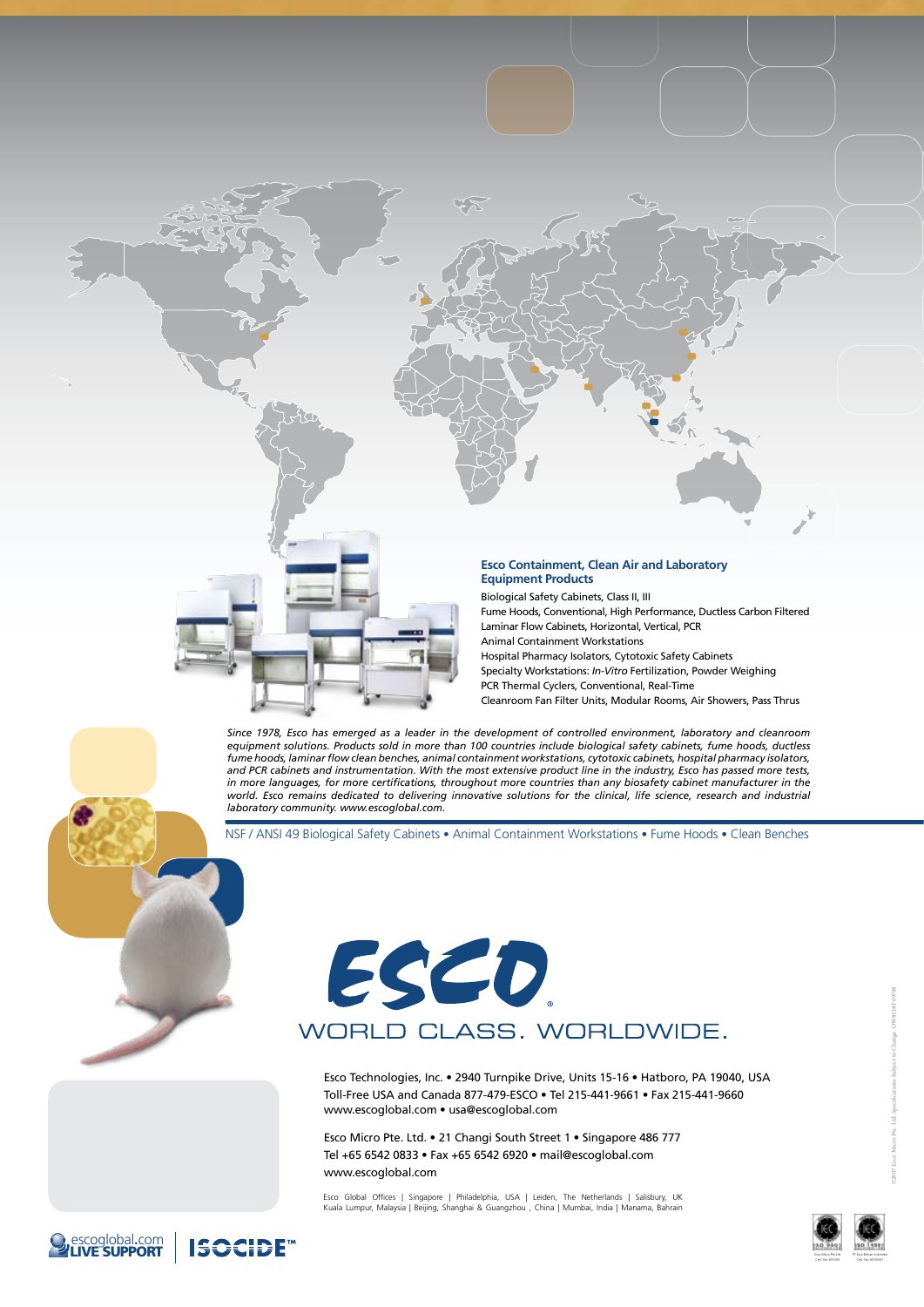## Esco Containment, Clean Air and Laboratory Equipment Products

Biological Safety Cabinets, Class II, III
Fume Hoods, Conventional, High Performance, Ductless Carbon Filtered
Laminar Flow Cabinets, Horizontal, Vertical, PCR
Animal Containment Workstations
Hospital Pharmacy Isolators, Cytotoxic Safety Cabinets
Specialty Workstations: *In-Vitro* Fertilization, Powder Weighing
PCR Thermal Cyclers, Conventional, Real-Time
Cleanroom Fan Filter Units, Modular Rooms, Air Showers, Pass Thrus

*Since 1978, Esco has emerged as a leader in the development of controlled environment, laboratory and cleanroom equipment solutions. Products sold in more than 100 countries include biological safety cabinets, fume hoods, ductless fume hoods, laminar flow clean benches, animal containment workstations, cytotoxic cabinets, hospital pharmacy isolators, and PCR cabinets and instrumentation. With the most extensive product line in the industry, Esco has passed more tests, in more languages, for more certifications, throughout more countries than any biosafety cabinet manufacturer in the world. Esco remains dedicated to delivering innovative solutions for the clinical, life science, research and industrial laboratory community. www.escoglobal.com.*

NSF / ANSI 49 Biological Safety Cabinets • Animal Containment Workstations • Fume Hoods • Clean Benches

ESCO®

WORLD CLASS. WORLDWIDE.

Esco Technologies, Inc. • 2940 Turnpike Drive, Units 15-16 • Hatboro, PA 19040, USA
Toll-Free USA and Canada 877-479-ESCO • Tel 215-441-9661 • Fax 215-441-9660
www.escoglobal.com • usa@escoglobal.com

Esco Micro Pte. Ltd. • 21 Changi South Street 1 • Singapore 486 777
Tel +65 6542 0833 • Fax +65 6542 6920 • mail@escoglobal.com
www.escoglobal.com

Esco Global Offices | Singapore | Philadelphia, USA | Leiden, The Netherlands | Salisbury, UK
Kuala Lumpur, Malaysia | Beijing, Shanghai & Guangzhou , China | Mumbai, India | Manama, Bahrain

escoglobal.com LIVE SUPPORT | ISOCIDE™